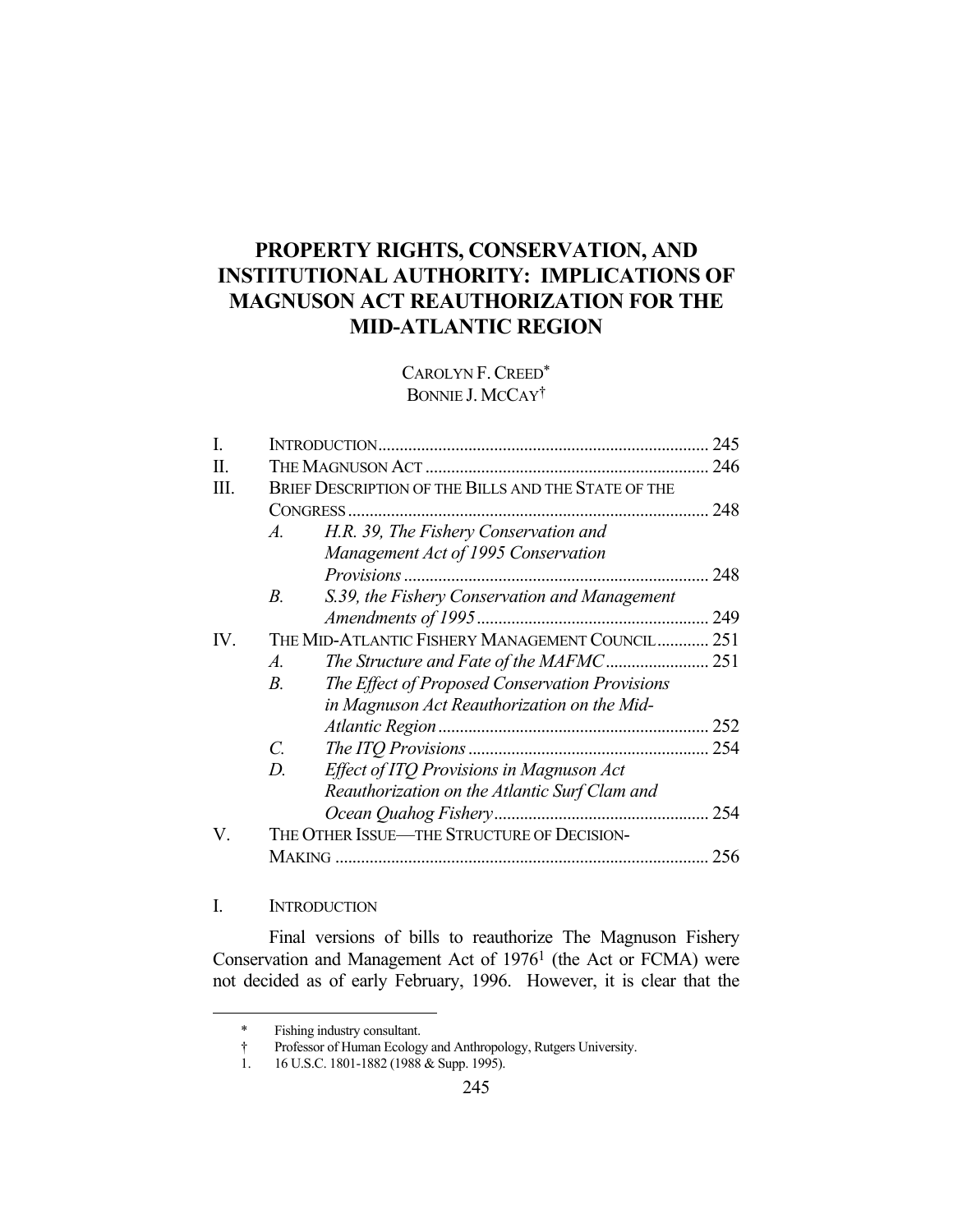# PROPERTY RIGHTS, CONSERVATION, AND INSTITUTIONAL AUTHORITY: IMPLICATIONS OF MAGNUSON ACT REAUTHORIZATION FOR THE MID-ATLANTIC REGION

CAROLYN F. CREED[*]
BONNIE J. MCCAY[†]

| | | | |
|---|---|---|---|
| I. | INTRODUCTION | | 245 |
| II. | THE MAGNUSON ACT | | 246 |
| III. | BRIEF DESCRIPTION OF THE BILLS AND THE STATE OF THE CONGRESS | | 248 |
| | *A.* | *H.R. 39, The Fishery Conservation and Management Act of 1995 Conservation Provisions* | 248 |
| | *B.* | *S.39, the Fishery Conservation and Management Amendments of 1995* | 249 |
| IV. | THE MID-ATLANTIC FISHERY MANAGEMENT COUNCIL | | 251 |
| | *A.* | *The Structure and Fate of the MAFMC* | 251 |
| | *B.* | *The Effect of Proposed Conservation Provisions in Magnuson Act Reauthorization on the Mid-Atlantic Region* | 252 |
| | *C.* | *The ITQ Provisions* | 254 |
| | *D.* | *Effect of ITQ Provisions in Magnuson Act Reauthorization on the Atlantic Surf Clam and Ocean Quahog Fishery* | 254 |
| V. | THE OTHER ISSUE—THE STRUCTURE OF DECISION-MAKING | | 256 |

## I. INTRODUCTION

Final versions of bills to reauthorize The Magnuson Fishery Conservation and Management Act of 1976[1] (the Act or FCMA) were not decided as of early February, 1996. However, it is clear that the

---

\* Fishing industry consultant.

† Professor of Human Ecology and Anthropology, Rutgers University.

1. 16 U.S.C. 1801-1882 (1988 & Supp. 1995).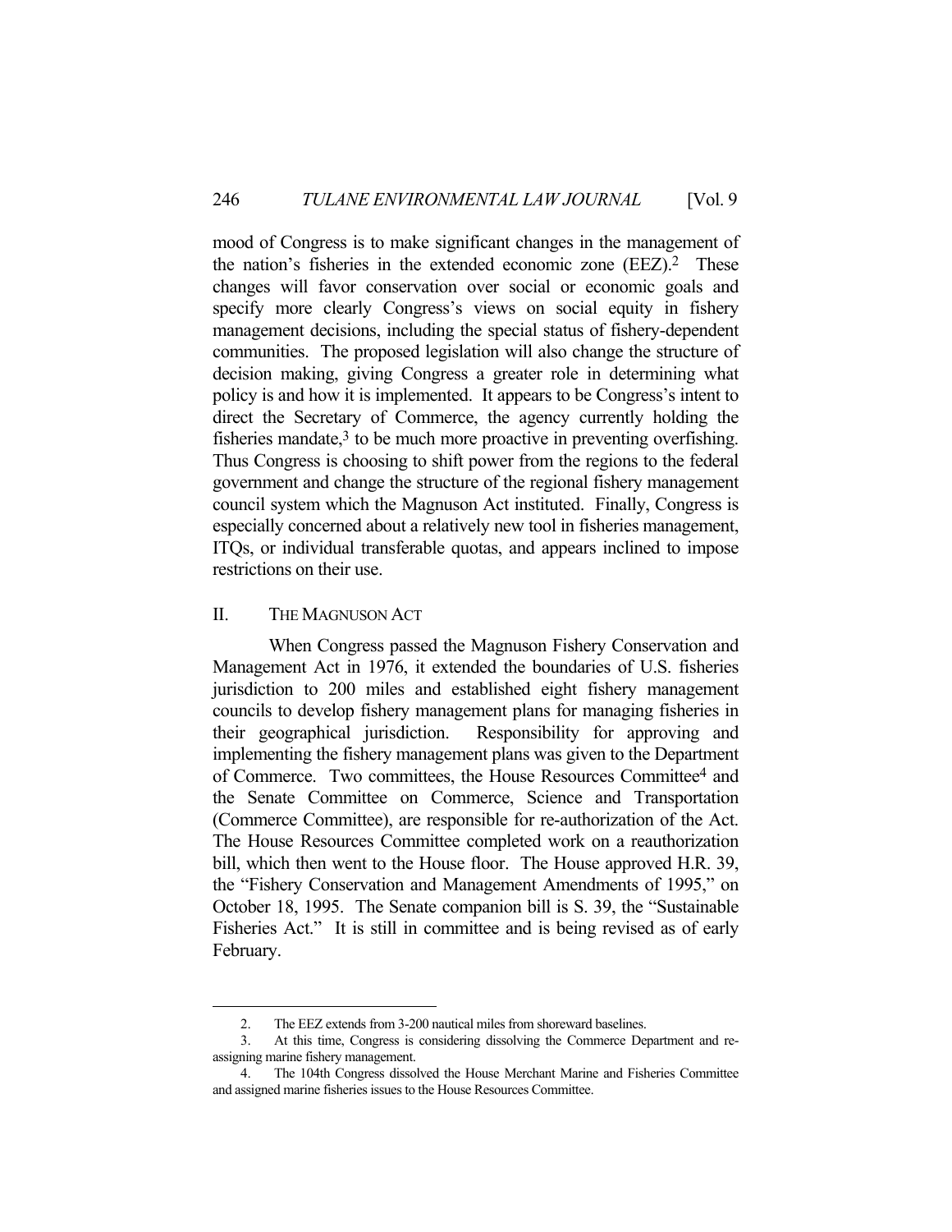mood of Congress is to make significant changes in the management of the nation's fisheries in the extended economic zone (EEZ).[2] These changes will favor conservation over social or economic goals and specify more clearly Congress's views on social equity in fishery management decisions, including the special status of fishery-dependent communities. The proposed legislation will also change the structure of decision making, giving Congress a greater role in determining what policy is and how it is implemented. It appears to be Congress's intent to direct the Secretary of Commerce, the agency currently holding the fisheries mandate,[3] to be much more proactive in preventing overfishing. Thus Congress is choosing to shift power from the regions to the federal government and change the structure of the regional fishery management council system which the Magnuson Act instituted. Finally, Congress is especially concerned about a relatively new tool in fisheries management, ITQs, or individual transferable quotas, and appears inclined to impose restrictions on their use.

## II. THE MAGNUSON ACT

When Congress passed the Magnuson Fishery Conservation and Management Act in 1976, it extended the boundaries of U.S. fisheries jurisdiction to 200 miles and established eight fishery management councils to develop fishery management plans for managing fisheries in their geographical jurisdiction. Responsibility for approving and implementing the fishery management plans was given to the Department of Commerce. Two committees, the House Resources Committee[4] and the Senate Committee on Commerce, Science and Transportation (Commerce Committee), are responsible for re-authorization of the Act. The House Resources Committee completed work on a reauthorization bill, which then went to the House floor. The House approved H.R. 39, the "Fishery Conservation and Management Amendments of 1995," on October 18, 1995. The Senate companion bill is S. 39, the "Sustainable Fisheries Act." It is still in committee and is being revised as of early February.

---

2. The EEZ extends from 3-200 nautical miles from shoreward baselines.

3. At this time, Congress is considering dissolving the Commerce Department and re-assigning marine fishery management.

4. The 104th Congress dissolved the House Merchant Marine and Fisheries Committee and assigned marine fisheries issues to the House Resources Committee.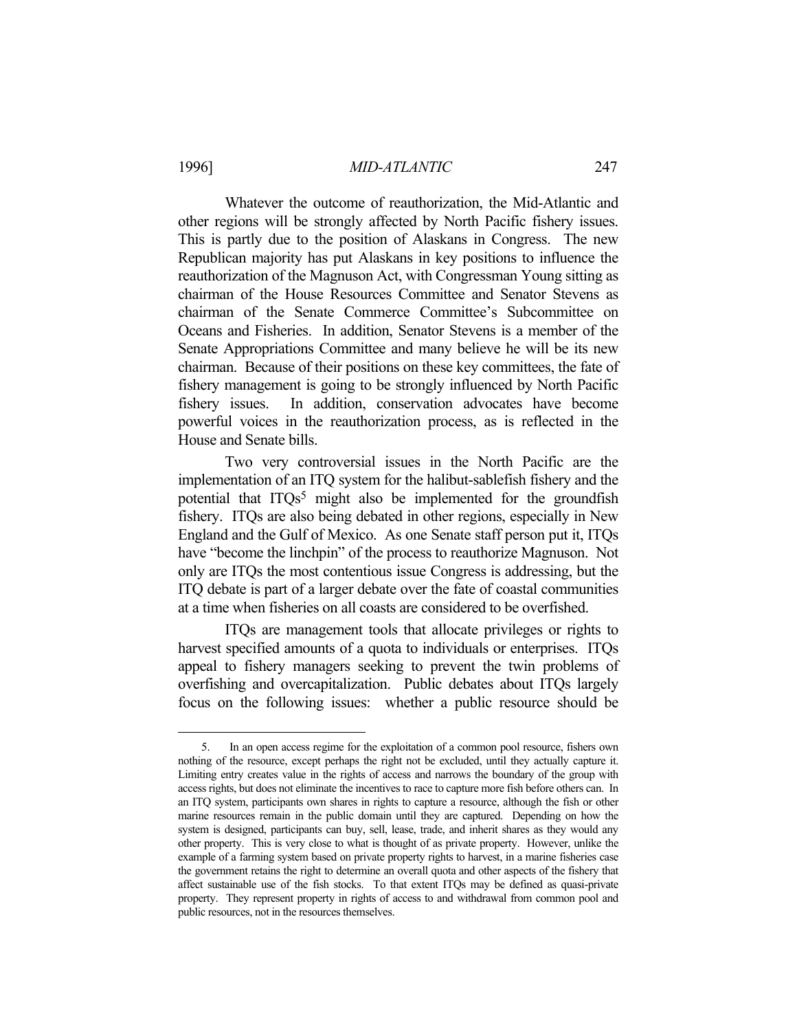Whatever the outcome of reauthorization, the Mid-Atlantic and other regions will be strongly affected by North Pacific fishery issues. This is partly due to the position of Alaskans in Congress. The new Republican majority has put Alaskans in key positions to influence the reauthorization of the Magnuson Act, with Congressman Young sitting as chairman of the House Resources Committee and Senator Stevens as chairman of the Senate Commerce Committee's Subcommittee on Oceans and Fisheries. In addition, Senator Stevens is a member of the Senate Appropriations Committee and many believe he will be its new chairman. Because of their positions on these key committees, the fate of fishery management is going to be strongly influenced by North Pacific fishery issues. In addition, conservation advocates have become powerful voices in the reauthorization process, as is reflected in the House and Senate bills.

Two very controversial issues in the North Pacific are the implementation of an ITQ system for the halibut-sablefish fishery and the potential that ITQs[5] might also be implemented for the groundfish fishery. ITQs are also being debated in other regions, especially in New England and the Gulf of Mexico. As one Senate staff person put it, ITQs have "become the linchpin" of the process to reauthorize Magnuson. Not only are ITQs the most contentious issue Congress is addressing, but the ITQ debate is part of a larger debate over the fate of coastal communities at a time when fisheries on all coasts are considered to be overfished.

ITQs are management tools that allocate privileges or rights to harvest specified amounts of a quota to individuals or enterprises. ITQs appeal to fishery managers seeking to prevent the twin problems of overfishing and overcapitalization. Public debates about ITQs largely focus on the following issues: whether a public resource should be

---

5. In an open access regime for the exploitation of a common pool resource, fishers own nothing of the resource, except perhaps the right not be excluded, until they actually capture it. Limiting entry creates value in the rights of access and narrows the boundary of the group with access rights, but does not eliminate the incentives to race to capture more fish before others can. In an ITQ system, participants own shares in rights to capture a resource, although the fish or other marine resources remain in the public domain until they are captured. Depending on how the system is designed, participants can buy, sell, lease, trade, and inherit shares as they would any other property. This is very close to what is thought of as private property. However, unlike the example of a farming system based on private property rights to harvest, in a marine fisheries case the government retains the right to determine an overall quota and other aspects of the fishery that affect sustainable use of the fish stocks. To that extent ITQs may be defined as quasi-private property. They represent property in rights of access to and withdrawal from common pool and public resources, not in the resources themselves.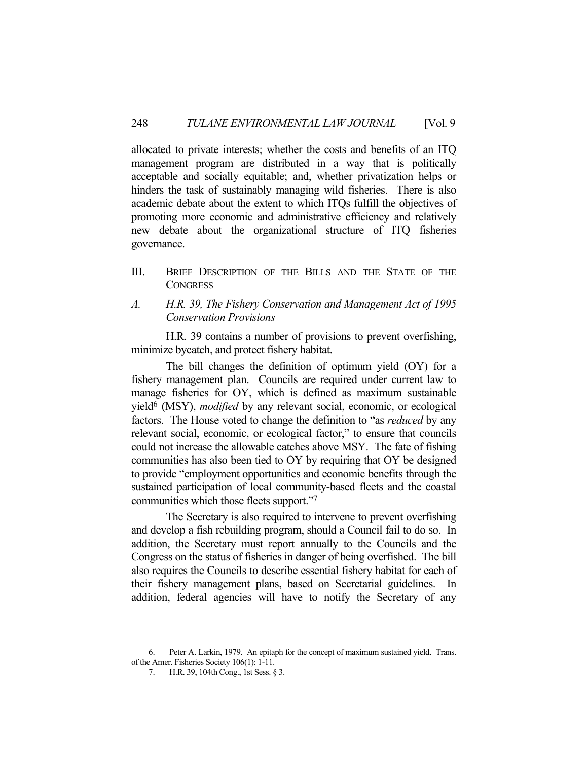allocated to private interests; whether the costs and benefits of an ITQ management program are distributed in a way that is politically acceptable and socially equitable; and, whether privatization helps or hinders the task of sustainably managing wild fisheries. There is also academic debate about the extent to which ITQs fulfill the objectives of promoting more economic and administrative efficiency and relatively new debate about the organizational structure of ITQ fisheries governance.

## III. Brief Description of the Bills and the State of the Congress

### A. *H.R. 39, The Fishery Conservation and Management Act of 1995 Conservation Provisions*

H.R. 39 contains a number of provisions to prevent overfishing, minimize bycatch, and protect fishery habitat.

The bill changes the definition of optimum yield (OY) for a fishery management plan. Councils are required under current law to manage fisheries for OY, which is defined as maximum sustainable yield[6] (MSY), *modified* by any relevant social, economic, or ecological factors. The House voted to change the definition to "as *reduced* by any relevant social, economic, or ecological factor," to ensure that councils could not increase the allowable catches above MSY. The fate of fishing communities has also been tied to OY by requiring that OY be designed to provide "employment opportunities and economic benefits through the sustained participation of local community-based fleets and the coastal communities which those fleets support."[7]

The Secretary is also required to intervene to prevent overfishing and develop a fish rebuilding program, should a Council fail to do so. In addition, the Secretary must report annually to the Councils and the Congress on the status of fisheries in danger of being overfished. The bill also requires the Councils to describe essential fishery habitat for each of their fishery management plans, based on Secretarial guidelines. In addition, federal agencies will have to notify the Secretary of any

6. Peter A. Larkin, 1979. An epitaph for the concept of maximum sustained yield. Trans. of the Amer. Fisheries Society 106(1): 1-11.

7. H.R. 39, 104th Cong., 1st Sess. § 3.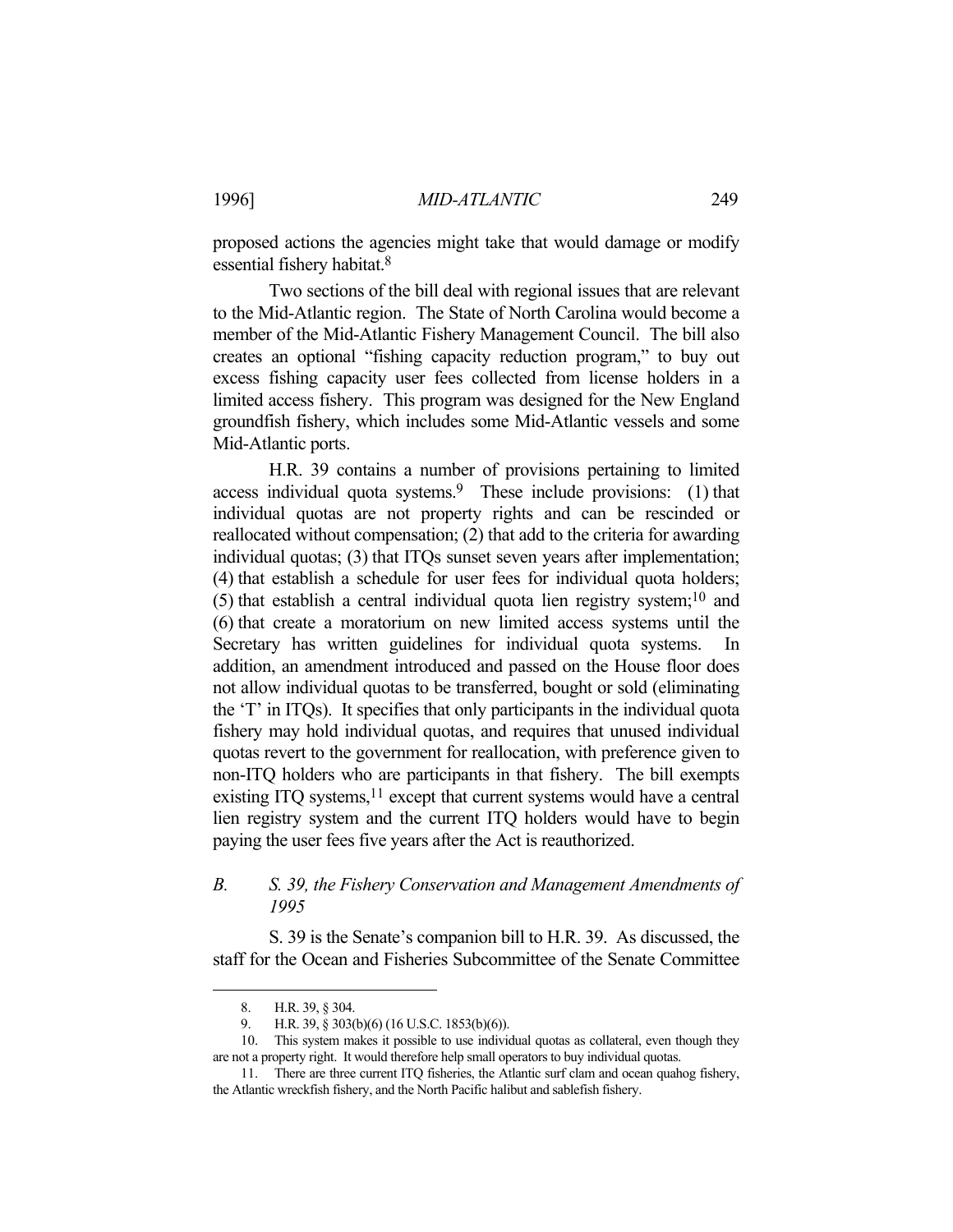proposed actions the agencies might take that would damage or modify essential fishery habitat.[8]

Two sections of the bill deal with regional issues that are relevant to the Mid-Atlantic region. The State of North Carolina would become a member of the Mid-Atlantic Fishery Management Council. The bill also creates an optional "fishing capacity reduction program," to buy out excess fishing capacity user fees collected from license holders in a limited access fishery. This program was designed for the New England groundfish fishery, which includes some Mid-Atlantic vessels and some Mid-Atlantic ports.

H.R. 39 contains a number of provisions pertaining to limited access individual quota systems.[9] These include provisions: (1) that individual quotas are not property rights and can be rescinded or reallocated without compensation; (2) that add to the criteria for awarding individual quotas; (3) that ITQs sunset seven years after implementation; (4) that establish a schedule for user fees for individual quota holders; (5) that establish a central individual quota lien registry system;[10] and (6) that create a moratorium on new limited access systems until the Secretary has written guidelines for individual quota systems. In addition, an amendment introduced and passed on the House floor does not allow individual quotas to be transferred, bought or sold (eliminating the 'T' in ITQs). It specifies that only participants in the individual quota fishery may hold individual quotas, and requires that unused individual quotas revert to the government for reallocation, with preference given to non-ITQ holders who are participants in that fishery. The bill exempts existing ITQ systems,[11] except that current systems would have a central lien registry system and the current ITQ holders would have to begin paying the user fees five years after the Act is reauthorized.

### B. *S. 39, the Fishery Conservation and Management Amendments of 1995*

S. 39 is the Senate's companion bill to H.R. 39. As discussed, the staff for the Ocean and Fisheries Subcommittee of the Senate Committee

---

8. H.R. 39, § 304.

9. H.R. 39, § 303(b)(6) (16 U.S.C. 1853(b)(6)).

10. This system makes it possible to use individual quotas as collateral, even though they are not a property right. It would therefore help small operators to buy individual quotas.

11. There are three current ITQ fisheries, the Atlantic surf clam and ocean quahog fishery, the Atlantic wreckfish fishery, and the North Pacific halibut and sablefish fishery.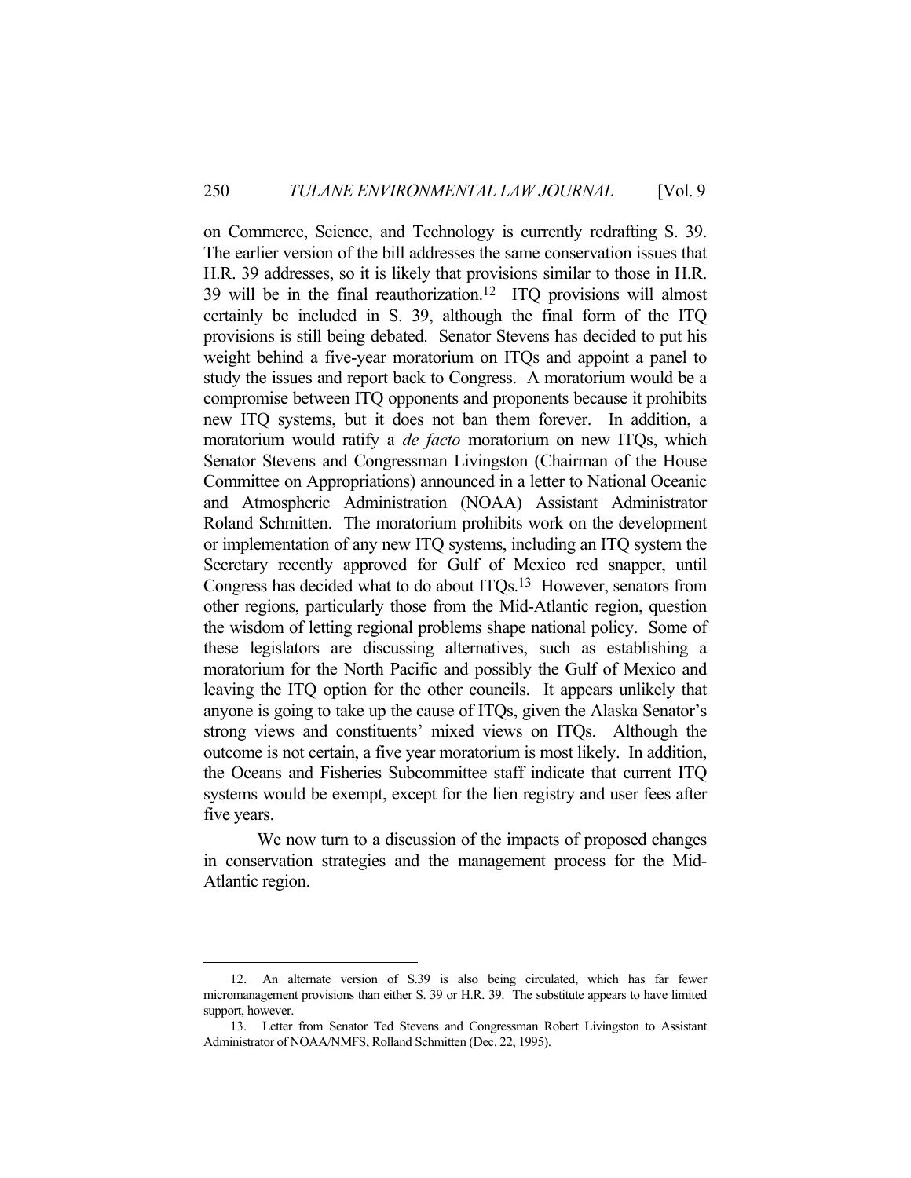on Commerce, Science, and Technology is currently redrafting S. 39. The earlier version of the bill addresses the same conservation issues that H.R. 39 addresses, so it is likely that provisions similar to those in H.R. 39 will be in the final reauthorization.[12] ITQ provisions will almost certainly be included in S. 39, although the final form of the ITQ provisions is still being debated. Senator Stevens has decided to put his weight behind a five-year moratorium on ITQs and appoint a panel to study the issues and report back to Congress. A moratorium would be a compromise between ITQ opponents and proponents because it prohibits new ITQ systems, but it does not ban them forever. In addition, a moratorium would ratify a *de facto* moratorium on new ITQs, which Senator Stevens and Congressman Livingston (Chairman of the House Committee on Appropriations) announced in a letter to National Oceanic and Atmospheric Administration (NOAA) Assistant Administrator Roland Schmitten. The moratorium prohibits work on the development or implementation of any new ITQ systems, including an ITQ system the Secretary recently approved for Gulf of Mexico red snapper, until Congress has decided what to do about ITQs.[13] However, senators from other regions, particularly those from the Mid-Atlantic region, question the wisdom of letting regional problems shape national policy. Some of these legislators are discussing alternatives, such as establishing a moratorium for the North Pacific and possibly the Gulf of Mexico and leaving the ITQ option for the other councils. It appears unlikely that anyone is going to take up the cause of ITQs, given the Alaska Senator's strong views and constituents' mixed views on ITQs. Although the outcome is not certain, a five year moratorium is most likely. In addition, the Oceans and Fisheries Subcommittee staff indicate that current ITQ systems would be exempt, except for the lien registry and user fees after five years.

We now turn to a discussion of the impacts of proposed changes in conservation strategies and the management process for the Mid-Atlantic region.

---

12. An alternate version of S.39 is also being circulated, which has far fewer micromanagement provisions than either S. 39 or H.R. 39. The substitute appears to have limited support, however.

13. Letter from Senator Ted Stevens and Congressman Robert Livingston to Assistant Administrator of NOAA/NMFS, Rolland Schmitten (Dec. 22, 1995).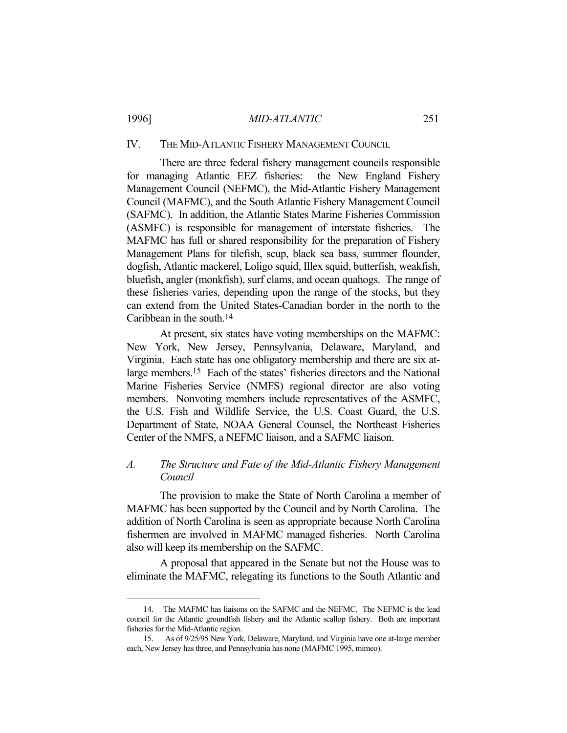## IV. THE MID-ATLANTIC FISHERY MANAGEMENT COUNCIL

There are three federal fishery management councils responsible for managing Atlantic EEZ fisheries: the New England Fishery Management Council (NEFMC), the Mid-Atlantic Fishery Management Council (MAFMC), and the South Atlantic Fishery Management Council (SAFMC). In addition, the Atlantic States Marine Fisheries Commission (ASMFC) is responsible for management of interstate fisheries. The MAFMC has full or shared responsibility for the preparation of Fishery Management Plans for tilefish, scup, black sea bass, summer flounder, dogfish, Atlantic mackerel, Loligo squid, Illex squid, butterfish, weakfish, bluefish, angler (monkfish), surf clams, and ocean quahogs. The range of these fisheries varies, depending upon the range of the stocks, but they can extend from the United States-Canadian border in the north to the Caribbean in the south.[14]

At present, six states have voting memberships on the MAFMC: New York, New Jersey, Pennsylvania, Delaware, Maryland, and Virginia. Each state has one obligatory membership and there are six at-large members.[15] Each of the states' fisheries directors and the National Marine Fisheries Service (NMFS) regional director are also voting members. Nonvoting members include representatives of the ASMFC, the U.S. Fish and Wildlife Service, the U.S. Coast Guard, the U.S. Department of State, NOAA General Counsel, the Northeast Fisheries Center of the NMFS, a NEFMC liaison, and a SAFMC liaison.

### *A. The Structure and Fate of the Mid-Atlantic Fishery Management Council*

The provision to make the State of North Carolina a member of MAFMC has been supported by the Council and by North Carolina. The addition of North Carolina is seen as appropriate because North Carolina fishermen are involved in MAFMC managed fisheries. North Carolina also will keep its membership on the SAFMC.

A proposal that appeared in the Senate but not the House was to eliminate the MAFMC, relegating its functions to the South Atlantic and

---

14. The MAFMC has liaisons on the SAFMC and the NEFMC. The NEFMC is the lead council for the Atlantic groundfish fishery and the Atlantic scallop fishery. Both are important fisheries for the Mid-Atlantic region.

15. As of 9/25/95 New York, Delaware, Maryland, and Virginia have one at-large member each, New Jersey has three, and Pennsylvania has none (MAFMC 1995, mimeo).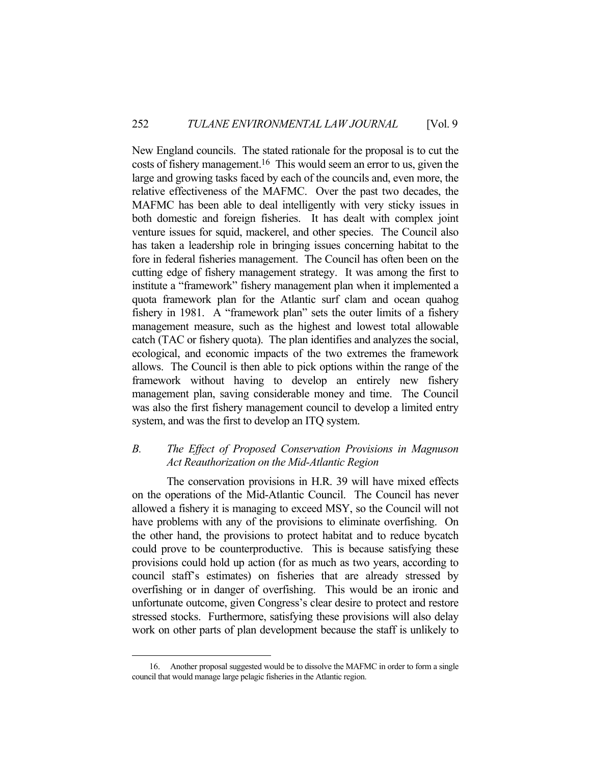New England councils. The stated rationale for the proposal is to cut the costs of fishery management.[16] This would seem an error to us, given the large and growing tasks faced by each of the councils and, even more, the relative effectiveness of the MAFMC. Over the past two decades, the MAFMC has been able to deal intelligently with very sticky issues in both domestic and foreign fisheries. It has dealt with complex joint venture issues for squid, mackerel, and other species. The Council also has taken a leadership role in bringing issues concerning habitat to the fore in federal fisheries management. The Council has often been on the cutting edge of fishery management strategy. It was among the first to institute a "framework" fishery management plan when it implemented a quota framework plan for the Atlantic surf clam and ocean quahog fishery in 1981. A "framework plan" sets the outer limits of a fishery management measure, such as the highest and lowest total allowable catch (TAC or fishery quota). The plan identifies and analyzes the social, ecological, and economic impacts of the two extremes the framework allows. The Council is then able to pick options within the range of the framework without having to develop an entirely new fishery management plan, saving considerable money and time. The Council was also the first fishery management council to develop a limited entry system, and was the first to develop an ITQ system.

### *B. The Effect of Proposed Conservation Provisions in Magnuson Act Reauthorization on the Mid-Atlantic Region*

The conservation provisions in H.R. 39 will have mixed effects on the operations of the Mid-Atlantic Council. The Council has never allowed a fishery it is managing to exceed MSY, so the Council will not have problems with any of the provisions to eliminate overfishing. On the other hand, the provisions to protect habitat and to reduce bycatch could prove to be counterproductive. This is because satisfying these provisions could hold up action (for as much as two years, according to council staff's estimates) on fisheries that are already stressed by overfishing or in danger of overfishing. This would be an ironic and unfortunate outcome, given Congress's clear desire to protect and restore stressed stocks. Furthermore, satisfying these provisions will also delay work on other parts of plan development because the staff is unlikely to

---

16. Another proposal suggested would be to dissolve the MAFMC in order to form a single council that would manage large pelagic fisheries in the Atlantic region.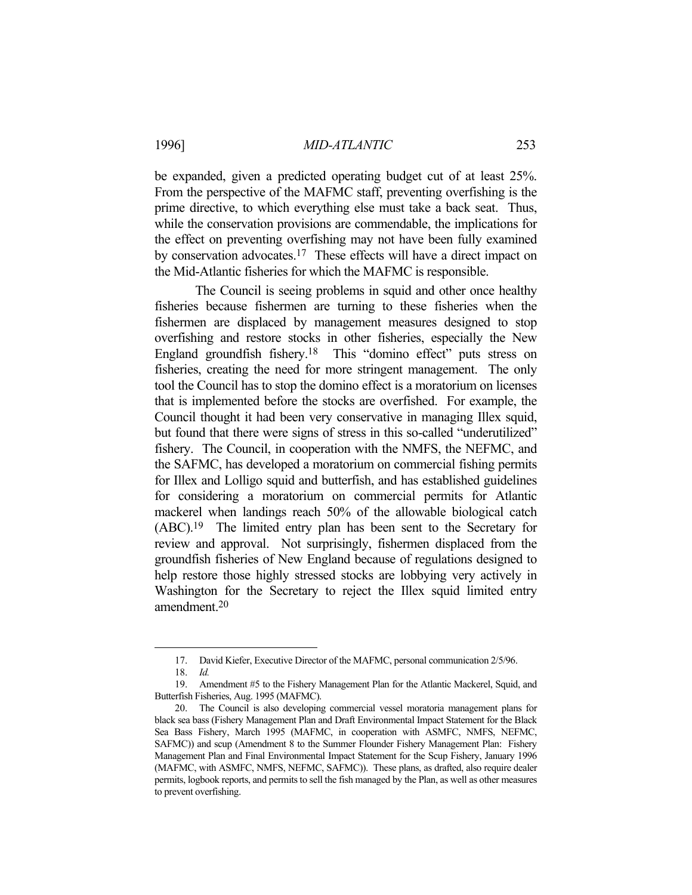be expanded, given a predicted operating budget cut of at least 25%. From the perspective of the MAFMC staff, preventing overfishing is the prime directive, to which everything else must take a back seat. Thus, while the conservation provisions are commendable, the implications for the effect on preventing overfishing may not have been fully examined by conservation advocates.[17] These effects will have a direct impact on the Mid-Atlantic fisheries for which the MAFMC is responsible.

The Council is seeing problems in squid and other once healthy fisheries because fishermen are turning to these fisheries when the fishermen are displaced by management measures designed to stop overfishing and restore stocks in other fisheries, especially the New England groundfish fishery.[18] This "domino effect" puts stress on fisheries, creating the need for more stringent management. The only tool the Council has to stop the domino effect is a moratorium on licenses that is implemented before the stocks are overfished. For example, the Council thought it had been very conservative in managing Illex squid, but found that there were signs of stress in this so-called "underutilized" fishery. The Council, in cooperation with the NMFS, the NEFMC, and the SAFMC, has developed a moratorium on commercial fishing permits for Illex and Lolligo squid and butterfish, and has established guidelines for considering a moratorium on commercial permits for Atlantic mackerel when landings reach 50% of the allowable biological catch (ABC).[19] The limited entry plan has been sent to the Secretary for review and approval. Not surprisingly, fishermen displaced from the groundfish fisheries of New England because of regulations designed to help restore those highly stressed stocks are lobbying very actively in Washington for the Secretary to reject the Illex squid limited entry amendment.[20]

---

17. David Kiefer, Executive Director of the MAFMC, personal communication 2/5/96.

18. *Id.*

19. Amendment #5 to the Fishery Management Plan for the Atlantic Mackerel, Squid, and Butterfish Fisheries, Aug. 1995 (MAFMC).

20. The Council is also developing commercial vessel moratoria management plans for black sea bass (Fishery Management Plan and Draft Environmental Impact Statement for the Black Sea Bass Fishery, March 1995 (MAFMC, in cooperation with ASMFC, NMFS, NEFMC, SAFMC)) and scup (Amendment 8 to the Summer Flounder Fishery Management Plan: Fishery Management Plan and Final Environmental Impact Statement for the Scup Fishery, January 1996 (MAFMC, with ASMFC, NMFS, NEFMC, SAFMC)). These plans, as drafted, also require dealer permits, logbook reports, and permits to sell the fish managed by the Plan, as well as other measures to prevent overfishing.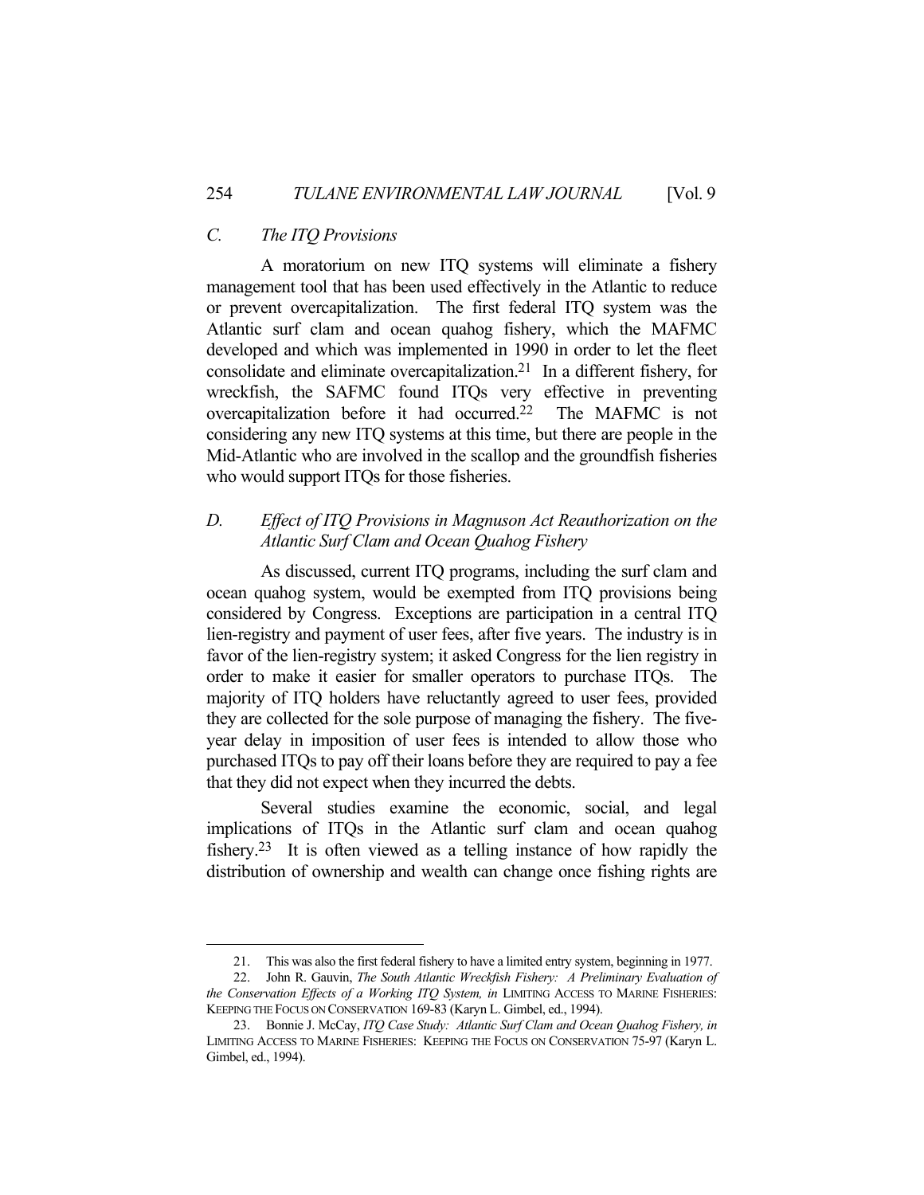### C. *The ITQ Provisions*

A moratorium on new ITQ systems will eliminate a fishery management tool that has been used effectively in the Atlantic to reduce or prevent overcapitalization. The first federal ITQ system was the Atlantic surf clam and ocean quahog fishery, which the MAFMC developed and which was implemented in 1990 in order to let the fleet consolidate and eliminate overcapitalization.[21] In a different fishery, for wreckfish, the SAFMC found ITQs very effective in preventing overcapitalization before it had occurred.[22] The MAFMC is not considering any new ITQ systems at this time, but there are people in the Mid-Atlantic who are involved in the scallop and the groundfish fisheries who would support ITQs for those fisheries.

### D. *Effect of ITQ Provisions in Magnuson Act Reauthorization on the Atlantic Surf Clam and Ocean Quahog Fishery*

As discussed, current ITQ programs, including the surf clam and ocean quahog system, would be exempted from ITQ provisions being considered by Congress. Exceptions are participation in a central ITQ lien-registry and payment of user fees, after five years. The industry is in favor of the lien-registry system; it asked Congress for the lien registry in order to make it easier for smaller operators to purchase ITQs. The majority of ITQ holders have reluctantly agreed to user fees, provided they are collected for the sole purpose of managing the fishery. The five-year delay in imposition of user fees is intended to allow those who purchased ITQs to pay off their loans before they are required to pay a fee that they did not expect when they incurred the debts.

Several studies examine the economic, social, and legal implications of ITQs in the Atlantic surf clam and ocean quahog fishery.[23] It is often viewed as a telling instance of how rapidly the distribution of ownership and wealth can change once fishing rights are

---

21. This was also the first federal fishery to have a limited entry system, beginning in 1977.

22. John R. Gauvin, *The South Atlantic Wreckfish Fishery: A Preliminary Evaluation of the Conservation Effects of a Working ITQ System, in* LIMITING ACCESS TO MARINE FISHERIES: KEEPING THE FOCUS ON CONSERVATION 169-83 (Karyn L. Gimbel, ed., 1994).

23. Bonnie J. McCay, *ITQ Case Study: Atlantic Surf Clam and Ocean Quahog Fishery, in* LIMITING ACCESS TO MARINE FISHERIES: KEEPING THE FOCUS ON CONSERVATION 75-97 (Karyn L. Gimbel, ed., 1994).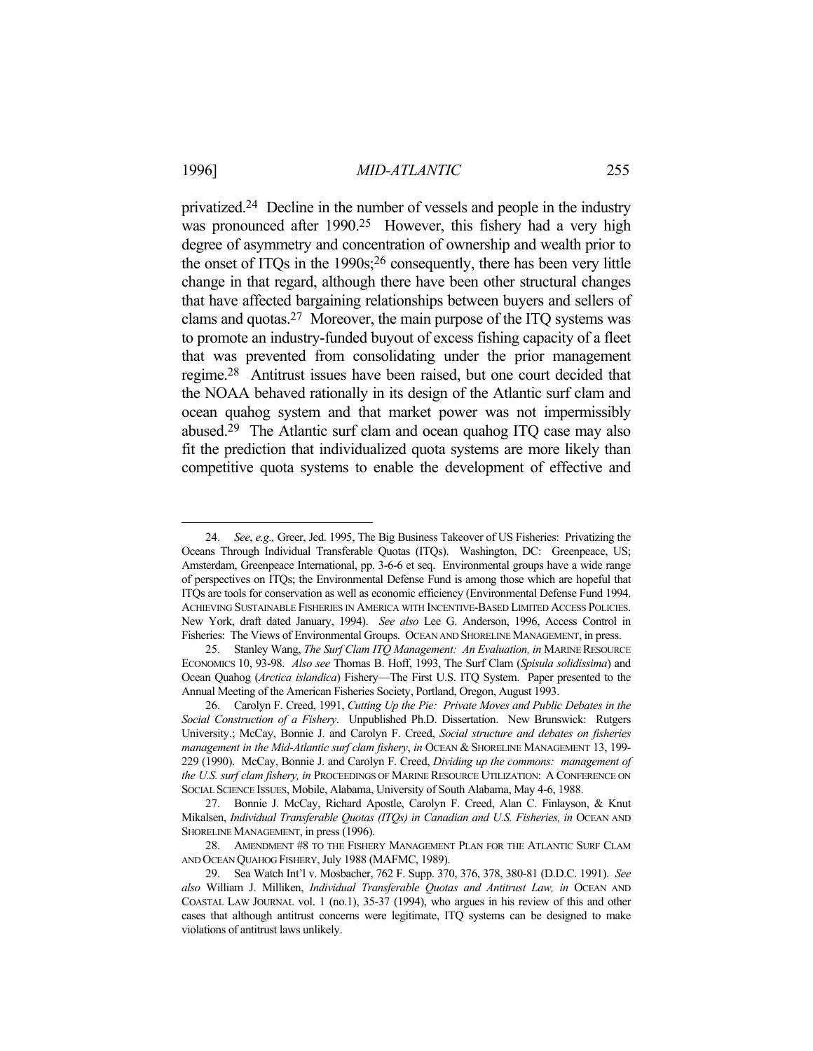privatized.[24] Decline in the number of vessels and people in the industry was pronounced after 1990.[25] However, this fishery had a very high degree of asymmetry and concentration of ownership and wealth prior to the onset of ITQs in the 1990s;[26] consequently, there has been very little change in that regard, although there have been other structural changes that have affected bargaining relationships between buyers and sellers of clams and quotas.[27] Moreover, the main purpose of the ITQ systems was to promote an industry-funded buyout of excess fishing capacity of a fleet that was prevented from consolidating under the prior management regime.[28] Antitrust issues have been raised, but one court decided that the NOAA behaved rationally in its design of the Atlantic surf clam and ocean quahog system and that market power was not impermissibly abused.[29] The Atlantic surf clam and ocean quahog ITQ case may also fit the prediction that individualized quota systems are more likely than competitive quota systems to enable the development of effective and

---

24. *See*, *e.g.,* Greer, Jed. 1995, The Big Business Takeover of US Fisheries: Privatizing the Oceans Through Individual Transferable Quotas (ITQs). Washington, DC: Greenpeace, US; Amsterdam, Greenpeace International, pp. 3-6-6 et seq. Environmental groups have a wide range of perspectives on ITQs; the Environmental Defense Fund is among those which are hopeful that ITQs are tools for conservation as well as economic efficiency (Environmental Defense Fund 1994. ACHIEVING SUSTAINABLE FISHERIES IN AMERICA WITH INCENTIVE-BASED LIMITED ACCESS POLICIES. New York, draft dated January, 1994). *See also* Lee G. Anderson, 1996, Access Control in Fisheries: The Views of Environmental Groups. OCEAN AND SHORELINE MANAGEMENT, in press.

25. Stanley Wang, *The Surf Clam ITQ Management: An Evaluation, in* MARINE RESOURCE ECONOMICS 10, 93-98. *Also see* Thomas B. Hoff, 1993, The Surf Clam (*Spisula solidissima*) and Ocean Quahog (*Arctica islandica*) Fishery—The First U.S. ITQ System. Paper presented to the Annual Meeting of the American Fisheries Society, Portland, Oregon, August 1993.

26. Carolyn F. Creed, 1991, *Cutting Up the Pie: Private Moves and Public Debates in the Social Construction of a Fishery*. Unpublished Ph.D. Dissertation. New Brunswick: Rutgers University.; McCay, Bonnie J. and Carolyn F. Creed, *Social structure and debates on fisheries management in the Mid-Atlantic surf clam fishery*, *in* OCEAN & SHORELINE MANAGEMENT 13, 199-229 (1990). McCay, Bonnie J. and Carolyn F. Creed, *Dividing up the commons: management of the U.S. surf clam fishery, in* PROCEEDINGS OF MARINE RESOURCE UTILIZATION: A CONFERENCE ON SOCIAL SCIENCE ISSUES, Mobile, Alabama, University of South Alabama, May 4-6, 1988.

27. Bonnie J. McCay, Richard Apostle, Carolyn F. Creed, Alan C. Finlayson, & Knut Mikalsen, *Individual Transferable Quotas (ITQs) in Canadian and U.S. Fisheries, in* OCEAN AND SHORELINE MANAGEMENT, in press (1996).

28. AMENDMENT #8 TO THE FISHERY MANAGEMENT PLAN FOR THE ATLANTIC SURF CLAM AND OCEAN QUAHOG FISHERY, July 1988 (MAFMC, 1989).

29. Sea Watch Int'l v. Mosbacher, 762 F. Supp. 370, 376, 378, 380-81 (D.D.C. 1991). *See also* William J. Milliken, *Individual Transferable Quotas and Antitrust Law, in* OCEAN AND COASTAL LAW JOURNAL vol. 1 (no.1), 35-37 (1994), who argues in his review of this and other cases that although antitrust concerns were legitimate, ITQ systems can be designed to make violations of antitrust laws unlikely.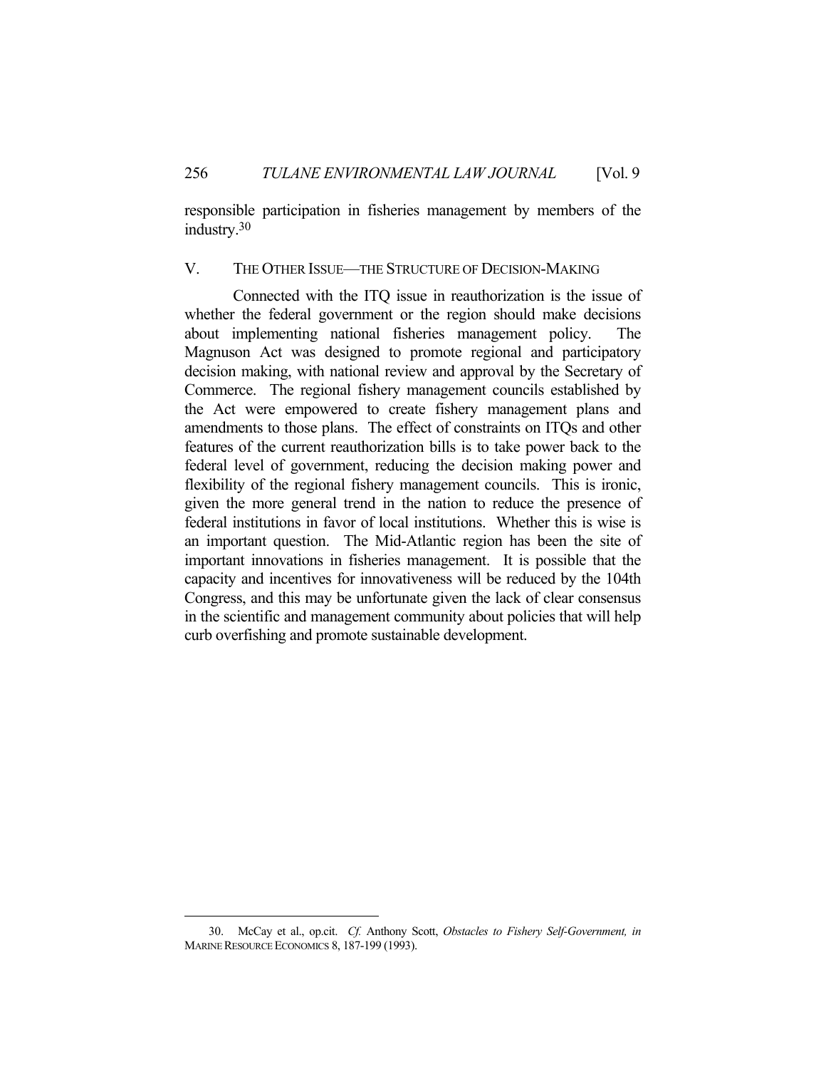responsible participation in fisheries management by members of the industry.[30]

## V. THE OTHER ISSUE—THE STRUCTURE OF DECISION-MAKING

Connected with the ITQ issue in reauthorization is the issue of whether the federal government or the region should make decisions about implementing national fisheries management policy. The Magnuson Act was designed to promote regional and participatory decision making, with national review and approval by the Secretary of Commerce. The regional fishery management councils established by the Act were empowered to create fishery management plans and amendments to those plans. The effect of constraints on ITQs and other features of the current reauthorization bills is to take power back to the federal level of government, reducing the decision making power and flexibility of the regional fishery management councils. This is ironic, given the more general trend in the nation to reduce the presence of federal institutions in favor of local institutions. Whether this is wise is an important question. The Mid-Atlantic region has been the site of important innovations in fisheries management. It is possible that the capacity and incentives for innovativeness will be reduced by the 104th Congress, and this may be unfortunate given the lack of clear consensus in the scientific and management community about policies that will help curb overfishing and promote sustainable development.

---

30. McCay et al., op.cit. *Cf.* Anthony Scott, *Obstacles to Fishery Self-Government, in* MARINE RESOURCE ECONOMICS 8, 187-199 (1993).